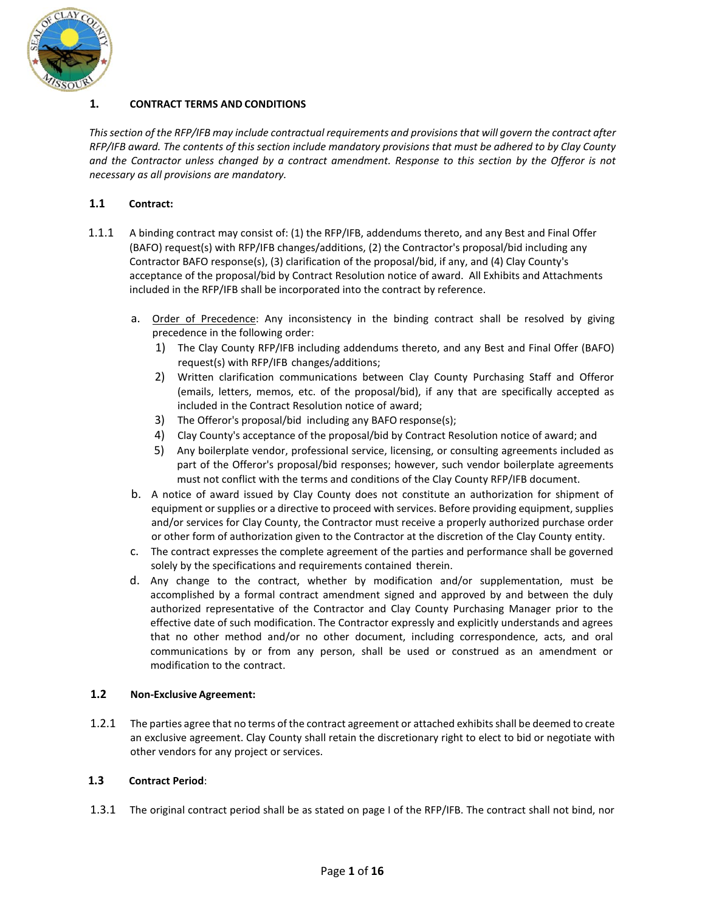## 1. CONTRACT TERMS AND CONDITIONS

*This section of the RFP/IFB may include contractual requirements and provisions that will govern the contract after RFP/IFB award. The contents of this section include mandatory provisions that must be adhered to by Clay County and the Contractor unless changed by a contract amendment. Response to this section by the Offeror is not necessary as all provisions are mandatory.*

### 1.1 Contract:

1.1.1 A binding contract may consist of: (1) the RFP/IFB, addendums thereto, and any Best and Final Offer (BAFO) request(s) with RFP/IFB changes/additions, (2) the Contractor's proposal/bid including any Contractor BAFO response(s), (3) clarification of the proposal/bid, if any, and (4) Clay County's acceptance of the proposal/bid by Contract Resolution notice of award. All Exhibits and Attachments included in the RFP/IFB shall be incorporated into the contract by reference.

a. Order of Precedence: Any inconsistency in the binding contract shall be resolved by giving precedence in the following order:
   1) The Clay County RFP/IFB including addendums thereto, and any Best and Final Offer (BAFO) request(s) with RFP/IFB changes/additions;
   2) Written clarification communications between Clay County Purchasing Staff and Offeror (emails, letters, memos, etc. of the proposal/bid), if any that are specifically accepted as included in the Contract Resolution notice of award;
   3) The Offeror's proposal/bid including any BAFO response(s);
   4) Clay County's acceptance of the proposal/bid by Contract Resolution notice of award; and
   5) Any boilerplate vendor, professional service, licensing, or consulting agreements included as part of the Offeror's proposal/bid responses; however, such vendor boilerplate agreements must not conflict with the terms and conditions of the Clay County RFP/IFB document.

b. A notice of award issued by Clay County does not constitute an authorization for shipment of equipment or supplies or a directive to proceed with services. Before providing equipment, supplies and/or services for Clay County, the Contractor must receive a properly authorized purchase order or other form of authorization given to the Contractor at the discretion of the Clay County entity.

c. The contract expresses the complete agreement of the parties and performance shall be governed solely by the specifications and requirements contained therein.

d. Any change to the contract, whether by modification and/or supplementation, must be accomplished by a formal contract amendment signed and approved by and between the duly authorized representative of the Contractor and Clay County Purchasing Manager prior to the effective date of such modification. The Contractor expressly and explicitly understands and agrees that no other method and/or no other document, including correspondence, acts, and oral communications by or from any person, shall be used or construed as an amendment or modification to the contract.

### 1.2 Non-Exclusive Agreement:

1.2.1 The parties agree that no terms of the contract agreement or attached exhibits shall be deemed to create an exclusive agreement. Clay County shall retain the discretionary right to elect to bid or negotiate with other vendors for any project or services.

### 1.3 Contract Period:

1.3.1 The original contract period shall be as stated on page I of the RFP/IFB. The contract shall not bind, nor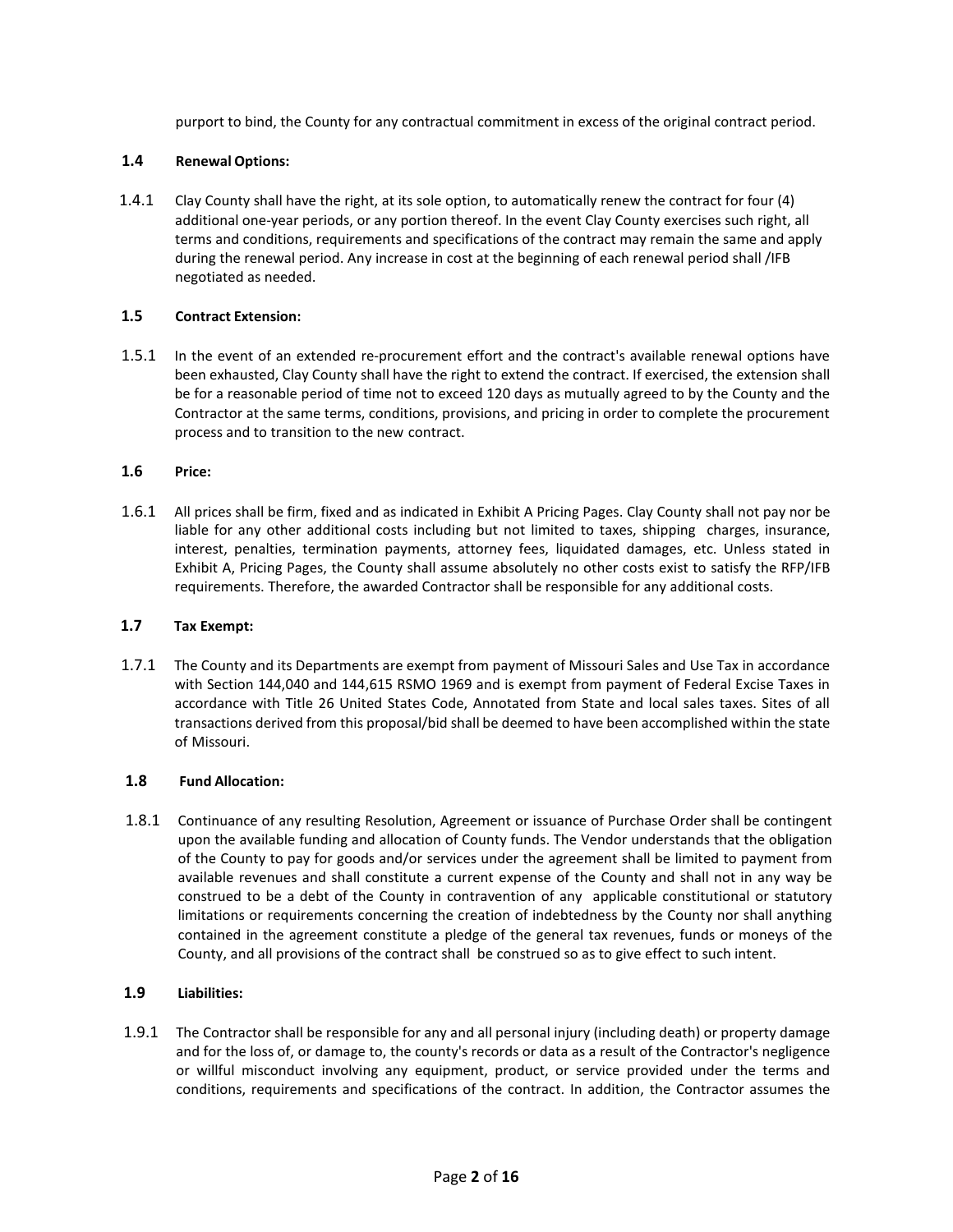purport to bind, the County for any contractual commitment in excess of the original contract period.

### 1.4 Renewal Options:

1.4.1 Clay County shall have the right, at its sole option, to automatically renew the contract for four (4) additional one-year periods, or any portion thereof. In the event Clay County exercises such right, all terms and conditions, requirements and specifications of the contract may remain the same and apply during the renewal period. Any increase in cost at the beginning of each renewal period shall /IFB negotiated as needed.

### 1.5 Contract Extension:

1.5.1 In the event of an extended re-procurement effort and the contract's available renewal options have been exhausted, Clay County shall have the right to extend the contract. If exercised, the extension shall be for a reasonable period of time not to exceed 120 days as mutually agreed to by the County and the Contractor at the same terms, conditions, provisions, and pricing in order to complete the procurement process and to transition to the new contract.

### 1.6 Price:

1.6.1 All prices shall be firm, fixed and as indicated in Exhibit A Pricing Pages. Clay County shall not pay nor be liable for any other additional costs including but not limited to taxes, shipping charges, insurance, interest, penalties, termination payments, attorney fees, liquidated damages, etc. Unless stated in Exhibit A, Pricing Pages, the County shall assume absolutely no other costs exist to satisfy the RFP/IFB requirements. Therefore, the awarded Contractor shall be responsible for any additional costs.

### 1.7 Tax Exempt:

1.7.1 The County and its Departments are exempt from payment of Missouri Sales and Use Tax in accordance with Section 144,040 and 144,615 RSMO 1969 and is exempt from payment of Federal Excise Taxes in accordance with Title 26 United States Code, Annotated from State and local sales taxes. Sites of all transactions derived from this proposal/bid shall be deemed to have been accomplished within the state of Missouri.

### 1.8 Fund Allocation:

1.8.1 Continuance of any resulting Resolution, Agreement or issuance of Purchase Order shall be contingent upon the available funding and allocation of County funds. The Vendor understands that the obligation of the County to pay for goods and/or services under the agreement shall be limited to payment from available revenues and shall constitute a current expense of the County and shall not in any way be construed to be a debt of the County in contravention of any applicable constitutional or statutory limitations or requirements concerning the creation of indebtedness by the County nor shall anything contained in the agreement constitute a pledge of the general tax revenues, funds or moneys of the County, and all provisions of the contract shall be construed so as to give effect to such intent.

### 1.9 Liabilities:

1.9.1 The Contractor shall be responsible for any and all personal injury (including death) or property damage and for the loss of, or damage to, the county's records or data as a result of the Contractor's negligence or willful misconduct involving any equipment, product, or service provided under the terms and conditions, requirements and specifications of the contract. In addition, the Contractor assumes the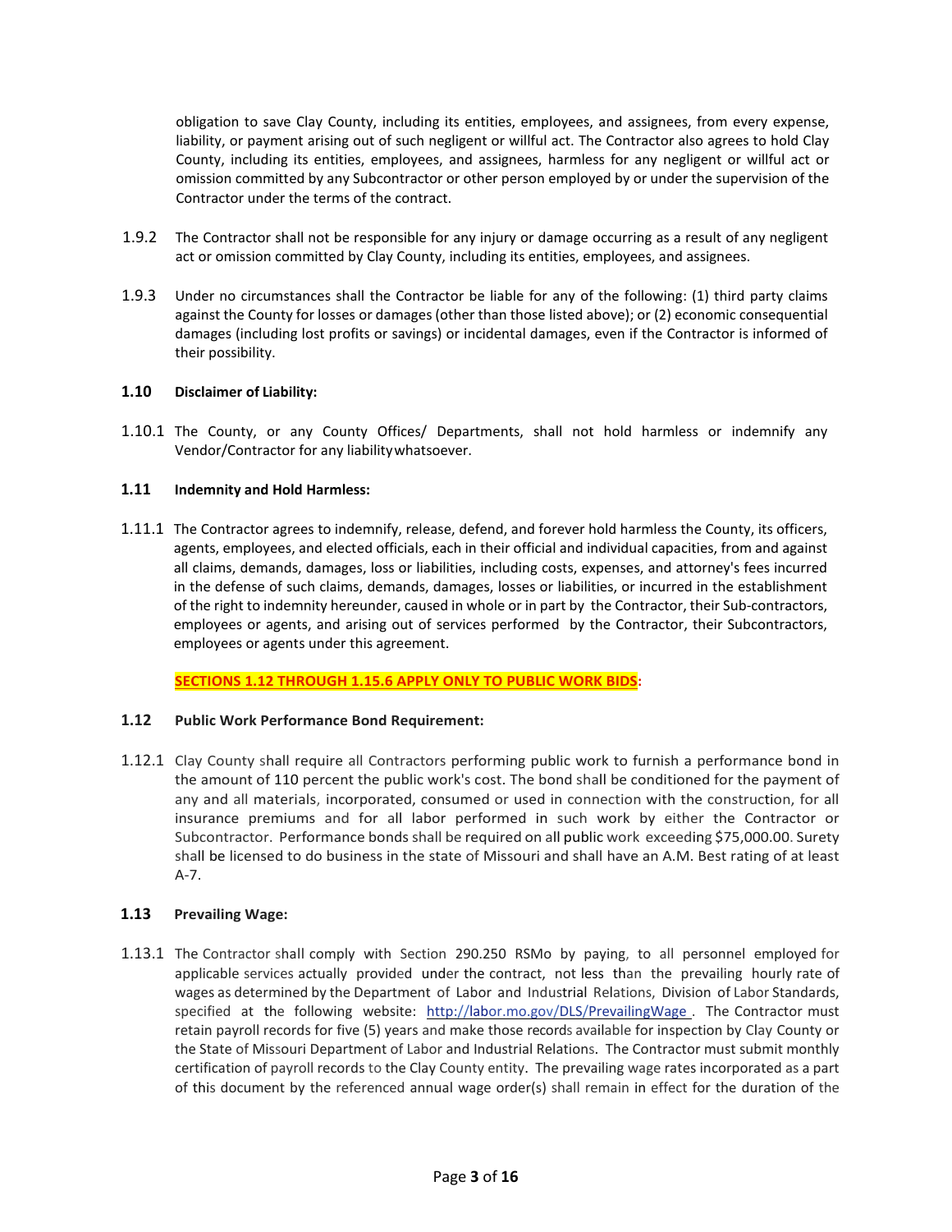obligation to save Clay County, including its entities, employees, and assignees, from every expense, liability, or payment arising out of such negligent or willful act. The Contractor also agrees to hold Clay County, including its entities, employees, and assignees, harmless for any negligent or willful act or omission committed by any Subcontractor or other person employed by or under the supervision of the Contractor under the terms of the contract.

1.9.2 The Contractor shall not be responsible for any injury or damage occurring as a result of any negligent act or omission committed by Clay County, including its entities, employees, and assignees.

1.9.3 Under no circumstances shall the Contractor be liable for any of the following: (1) third party claims against the County for losses or damages (other than those listed above); or (2) economic consequential damages (including lost profits or savings) or incidental damages, even if the Contractor is informed of their possibility.

**1.10 Disclaimer of Liability:**

1.10.1 The County, or any County Offices/ Departments, shall not hold harmless or indemnify any Vendor/Contractor for any liability whatsoever.

**1.11 Indemnity and Hold Harmless:**

1.11.1 The Contractor agrees to indemnify, release, defend, and forever hold harmless the County, its officers, agents, employees, and elected officials, each in their official and individual capacities, from and against all claims, demands, damages, loss or liabilities, including costs, expenses, and attorney's fees incurred in the defense of such claims, demands, damages, losses or liabilities, or incurred in the establishment of the right to indemnity hereunder, caused in whole or in part by the Contractor, their Sub-contractors, employees or agents, and arising out of services performed by the Contractor, their Subcontractors, employees or agents under this agreement.

**SECTIONS 1.12 THROUGH 1.15.6 APPLY ONLY TO PUBLIC WORK BIDS:**

**1.12 Public Work Performance Bond Requirement:**

1.12.1 Clay County shall require all Contractors performing public work to furnish a performance bond in the amount of 110 percent the public work's cost. The bond shall be conditioned for the payment of any and all materials, incorporated, consumed or used in connection with the construction, for all insurance premiums and for all labor performed in such work by either the Contractor or Subcontractor. Performance bonds shall be required on all public work exceeding $75,000.00. Surety shall be licensed to do business in the state of Missouri and shall have an A.M. Best rating of at least A-7.

**1.13 Prevailing Wage:**

1.13.1 The Contractor shall comply with Section 290.250 RSMo by paying, to all personnel employed for applicable services actually provided under the contract, not less than the prevailing hourly rate of wages as determined by the Department of Labor and Industrial Relations, Division of Labor Standards, specified at the following website: http://labor.mo.gov/DLS/PrevailingWage . The Contractor must retain payroll records for five (5) years and make those records available for inspection by Clay County or the State of Missouri Department of Labor and Industrial Relations. The Contractor must submit monthly certification of payroll records to the Clay County entity. The prevailing wage rates incorporated as a part of this document by the referenced annual wage order(s) shall remain in effect for the duration of the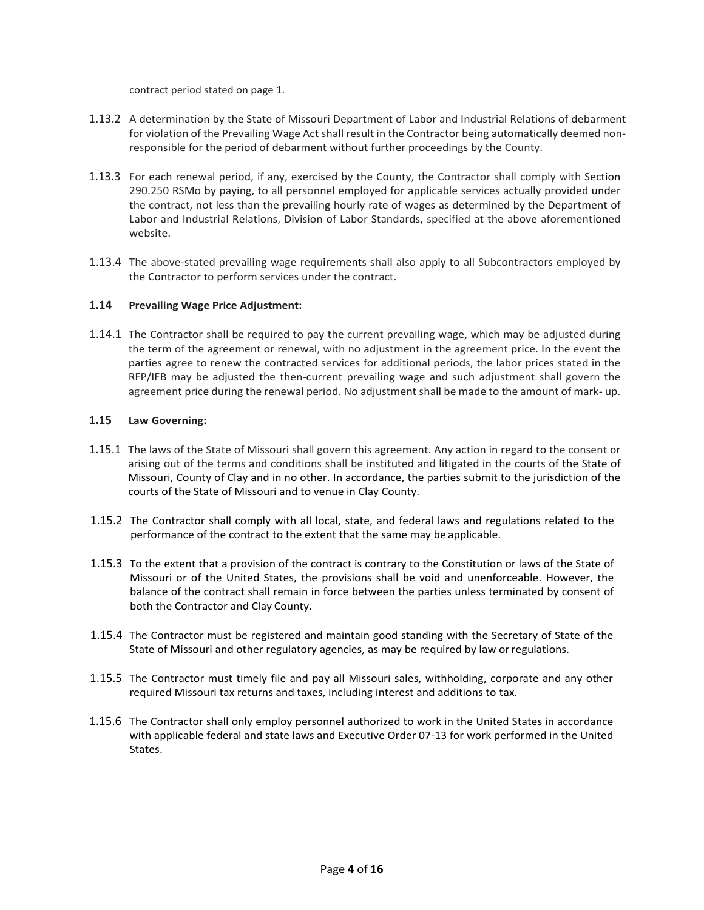contract period stated on page 1.

1.13.2 A determination by the State of Missouri Department of Labor and Industrial Relations of debarment for violation of the Prevailing Wage Act shall result in the Contractor being automatically deemed non-responsible for the period of debarment without further proceedings by the County.

1.13.3 For each renewal period, if any, exercised by the County, the Contractor shall comply with Section 290.250 RSMo by paying, to all personnel employed for applicable services actually provided under the contract, not less than the prevailing hourly rate of wages as determined by the Department of Labor and Industrial Relations, Division of Labor Standards, specified at the above aforementioned website.

1.13.4 The above-stated prevailing wage requirements shall also apply to all Subcontractors employed by the Contractor to perform services under the contract.

### 1.14 Prevailing Wage Price Adjustment:

1.14.1 The Contractor shall be required to pay the current prevailing wage, which may be adjusted during the term of the agreement or renewal, with no adjustment in the agreement price. In the event the parties agree to renew the contracted services for additional periods, the labor prices stated in the RFP/IFB may be adjusted the then-current prevailing wage and such adjustment shall govern the agreement price during the renewal period. No adjustment shall be made to the amount of mark- up.

### 1.15 Law Governing:

1.15.1 The laws of the State of Missouri shall govern this agreement. Any action in regard to the consent or arising out of the terms and conditions shall be instituted and litigated in the courts of the State of Missouri, County of Clay and in no other. In accordance, the parties submit to the jurisdiction of the courts of the State of Missouri and to venue in Clay County.

1.15.2 The Contractor shall comply with all local, state, and federal laws and regulations related to the performance of the contract to the extent that the same may be applicable.

1.15.3 To the extent that a provision of the contract is contrary to the Constitution or laws of the State of Missouri or of the United States, the provisions shall be void and unenforceable. However, the balance of the contract shall remain in force between the parties unless terminated by consent of both the Contractor and Clay County.

1.15.4 The Contractor must be registered and maintain good standing with the Secretary of State of the State of Missouri and other regulatory agencies, as may be required by law or regulations.

1.15.5 The Contractor must timely file and pay all Missouri sales, withholding, corporate and any other required Missouri tax returns and taxes, including interest and additions to tax.

1.15.6 The Contractor shall only employ personnel authorized to work in the United States in accordance with applicable federal and state laws and Executive Order 07-13 for work performed in the United States.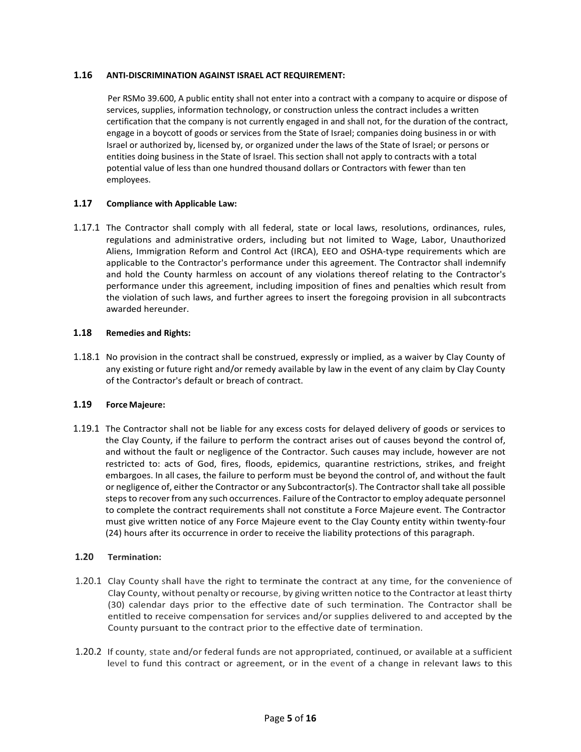### 1.16 ANTI-DISCRIMINATION AGAINST ISRAEL ACT REQUIREMENT:

Per RSMo 39.600, A public entity shall not enter into a contract with a company to acquire or dispose of services, supplies, information technology, or construction unless the contract includes a written certification that the company is not currently engaged in and shall not, for the duration of the contract, engage in a boycott of goods or services from the State of Israel; companies doing business in or with Israel or authorized by, licensed by, or organized under the laws of the State of Israel; or persons or entities doing business in the State of Israel. This section shall not apply to contracts with a total potential value of less than one hundred thousand dollars or Contractors with fewer than ten employees.

### 1.17 Compliance with Applicable Law:

1.17.1 The Contractor shall comply with all federal, state or local laws, resolutions, ordinances, rules, regulations and administrative orders, including but not limited to Wage, Labor, Unauthorized Aliens, Immigration Reform and Control Act (IRCA), EEO and OSHA-type requirements which are applicable to the Contractor's performance under this agreement. The Contractor shall indemnify and hold the County harmless on account of any violations thereof relating to the Contractor's performance under this agreement, including imposition of fines and penalties which result from the violation of such laws, and further agrees to insert the foregoing provision in all subcontracts awarded hereunder.

### 1.18 Remedies and Rights:

1.18.1 No provision in the contract shall be construed, expressly or implied, as a waiver by Clay County of any existing or future right and/or remedy available by law in the event of any claim by Clay County of the Contractor's default or breach of contract.

### 1.19 Force Majeure:

1.19.1 The Contractor shall not be liable for any excess costs for delayed delivery of goods or services to the Clay County, if the failure to perform the contract arises out of causes beyond the control of, and without the fault or negligence of the Contractor. Such causes may include, however are not restricted to: acts of God, fires, floods, epidemics, quarantine restrictions, strikes, and freight embargoes. In all cases, the failure to perform must be beyond the control of, and without the fault or negligence of, either the Contractor or any Subcontractor(s). The Contractor shall take all possible steps to recover from any such occurrences. Failure of the Contractor to employ adequate personnel to complete the contract requirements shall not constitute a Force Majeure event. The Contractor must give written notice of any Force Majeure event to the Clay County entity within twenty-four (24) hours after its occurrence in order to receive the liability protections of this paragraph.

### 1.20 Termination:

1.20.1 Clay County shall have the right to terminate the contract at any time, for the convenience of Clay County, without penalty or recourse, by giving written notice to the Contractor at least thirty (30) calendar days prior to the effective date of such termination. The Contractor shall be entitled to receive compensation for services and/or supplies delivered to and accepted by the County pursuant to the contract prior to the effective date of termination.

1.20.2 If county, state and/or federal funds are not appropriated, continued, or available at a sufficient level to fund this contract or agreement, or in the event of a change in relevant laws to this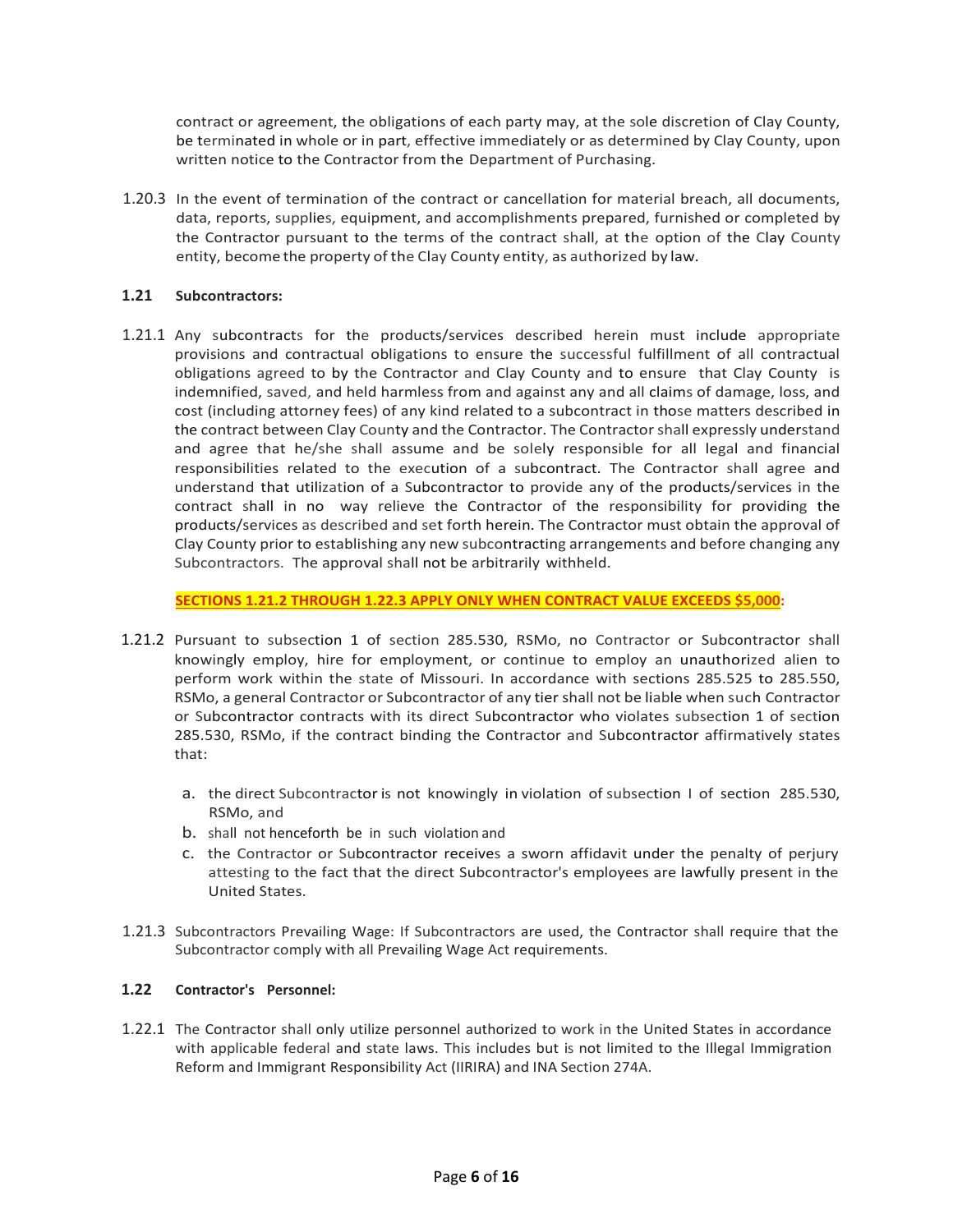contract or agreement, the obligations of each party may, at the sole discretion of Clay County, be terminated in whole or in part, effective immediately or as determined by Clay County, upon written notice to the Contractor from the Department of Purchasing.

1.20.3 In the event of termination of the contract or cancellation for material breach, all documents, data, reports, supplies, equipment, and accomplishments prepared, furnished or completed by the Contractor pursuant to the terms of the contract shall, at the option of the Clay County entity, become the property of the Clay County entity, as authorized by law.

### 1.21 Subcontractors:

1.21.1 Any subcontracts for the products/services described herein must include appropriate provisions and contractual obligations to ensure the successful fulfillment of all contractual obligations agreed to by the Contractor and Clay County and to ensure that Clay County is indemnified, saved, and held harmless from and against any and all claims of damage, loss, and cost (including attorney fees) of any kind related to a subcontract in those matters described in the contract between Clay County and the Contractor. The Contractor shall expressly understand and agree that he/she shall assume and be solely responsible for all legal and financial responsibilities related to the execution of a subcontract. The Contractor shall agree and understand that utilization of a Subcontractor to provide any of the products/services in the contract shall in no way relieve the Contractor of the responsibility for providing the products/services as described and set forth herein. The Contractor must obtain the approval of Clay County prior to establishing any new subcontracting arrangements and before changing any Subcontractors. The approval shall not be arbitrarily withheld.

**SECTIONS 1.21.2 THROUGH 1.22.3 APPLY ONLY WHEN CONTRACT VALUE EXCEEDS $5,000:**

1.21.2 Pursuant to subsection 1 of section 285.530, RSMo, no Contractor or Subcontractor shall knowingly employ, hire for employment, or continue to employ an unauthorized alien to perform work within the state of Missouri. In accordance with sections 285.525 to 285.550, RSMo, a general Contractor or Subcontractor of any tier shall not be liable when such Contractor or Subcontractor contracts with its direct Subcontractor who violates subsection 1 of section 285.530, RSMo, if the contract binding the Contractor and Subcontractor affirmatively states that:

a. the direct Subcontractor is not knowingly in violation of subsection I of section 285.530, RSMo, and
b. shall not henceforth be in such violation and
c. the Contractor or Subcontractor receives a sworn affidavit under the penalty of perjury attesting to the fact that the direct Subcontractor's employees are lawfully present in the United States.

1.21.3 Subcontractors Prevailing Wage: If Subcontractors are used, the Contractor shall require that the Subcontractor comply with all Prevailing Wage Act requirements.

### 1.22 Contractor's Personnel:

1.22.1 The Contractor shall only utilize personnel authorized to work in the United States in accordance with applicable federal and state laws. This includes but is not limited to the Illegal Immigration Reform and Immigrant Responsibility Act (IIRIRA) and INA Section 274A.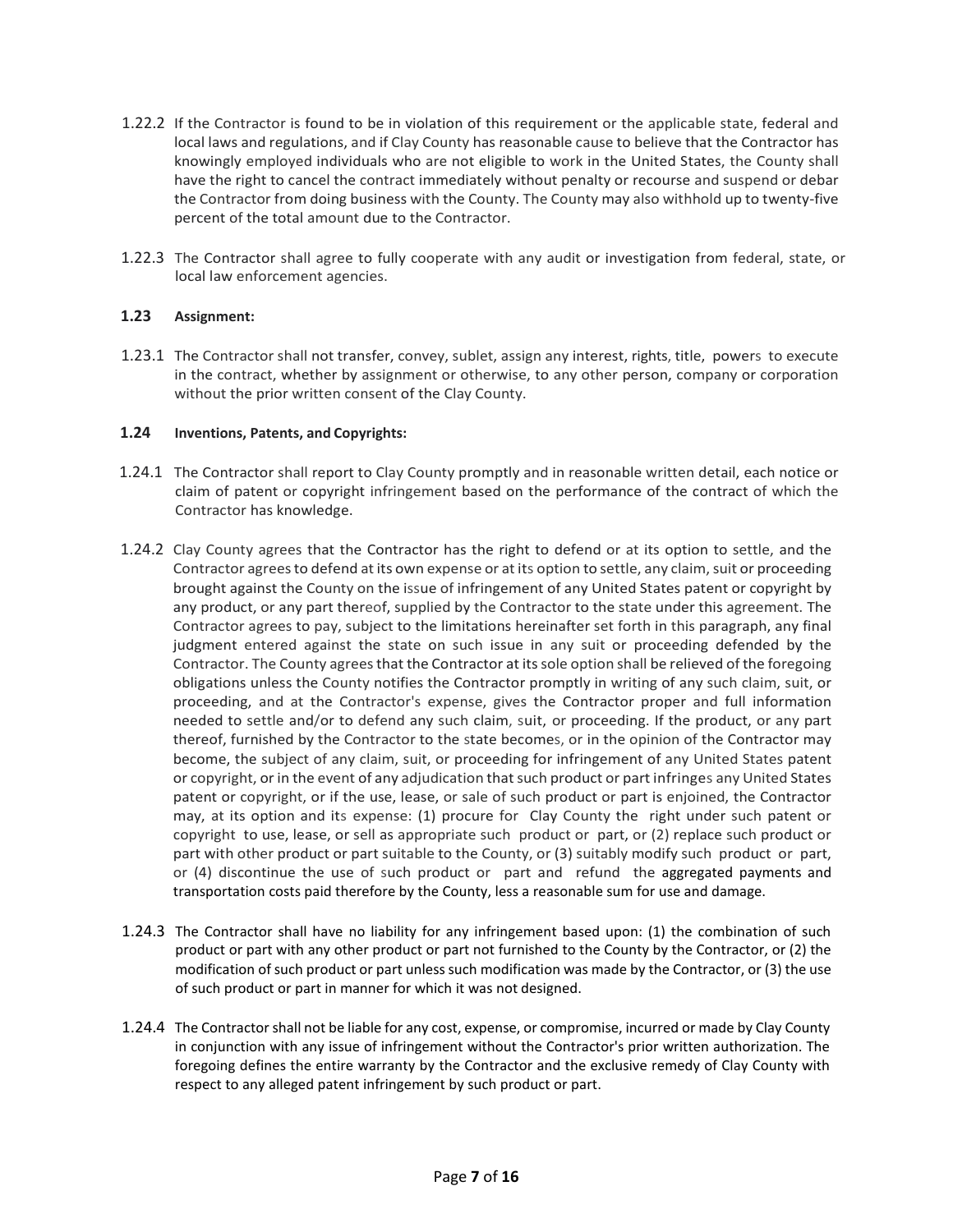1.22.2 If the Contractor is found to be in violation of this requirement or the applicable state, federal and local laws and regulations, and if Clay County has reasonable cause to believe that the Contractor has knowingly employed individuals who are not eligible to work in the United States, the County shall have the right to cancel the contract immediately without penalty or recourse and suspend or debar the Contractor from doing business with the County. The County may also withhold up to twenty-five percent of the total amount due to the Contractor.

1.22.3 The Contractor shall agree to fully cooperate with any audit or investigation from federal, state, or local law enforcement agencies.

### 1.23 Assignment:

1.23.1 The Contractor shall not transfer, convey, sublet, assign any interest, rights, title, powers to execute in the contract, whether by assignment or otherwise, to any other person, company or corporation without the prior written consent of the Clay County.

### 1.24 Inventions, Patents, and Copyrights:

1.24.1 The Contractor shall report to Clay County promptly and in reasonable written detail, each notice or claim of patent or copyright infringement based on the performance of the contract of which the Contractor has knowledge.

1.24.2 Clay County agrees that the Contractor has the right to defend or at its option to settle, and the Contractor agrees to defend at its own expense or at its option to settle, any claim, suit or proceeding brought against the County on the issue of infringement of any United States patent or copyright by any product, or any part thereof, supplied by the Contractor to the state under this agreement. The Contractor agrees to pay, subject to the limitations hereinafter set forth in this paragraph, any final judgment entered against the state on such issue in any suit or proceeding defended by the Contractor. The County agrees that the Contractor at its sole option shall be relieved of the foregoing obligations unless the County notifies the Contractor promptly in writing of any such claim, suit, or proceeding, and at the Contractor's expense, gives the Contractor proper and full information needed to settle and/or to defend any such claim, suit, or proceeding. If the product, or any part thereof, furnished by the Contractor to the state becomes, or in the opinion of the Contractor may become, the subject of any claim, suit, or proceeding for infringement of any United States patent or copyright, or in the event of any adjudication that such product or part infringes any United States patent or copyright, or if the use, lease, or sale of such product or part is enjoined, the Contractor may, at its option and its expense: (1) procure for Clay County the right under such patent or copyright to use, lease, or sell as appropriate such product or part, or (2) replace such product or part with other product or part suitable to the County, or (3) suitably modify such product or part, or (4) discontinue the use of such product or part and refund the aggregated payments and transportation costs paid therefore by the County, less a reasonable sum for use and damage.

1.24.3 The Contractor shall have no liability for any infringement based upon: (1) the combination of such product or part with any other product or part not furnished to the County by the Contractor, or (2) the modification of such product or part unless such modification was made by the Contractor, or (3) the use of such product or part in manner for which it was not designed.

1.24.4 The Contractor shall not be liable for any cost, expense, or compromise, incurred or made by Clay County in conjunction with any issue of infringement without the Contractor's prior written authorization. The foregoing defines the entire warranty by the Contractor and the exclusive remedy of Clay County with respect to any alleged patent infringement by such product or part.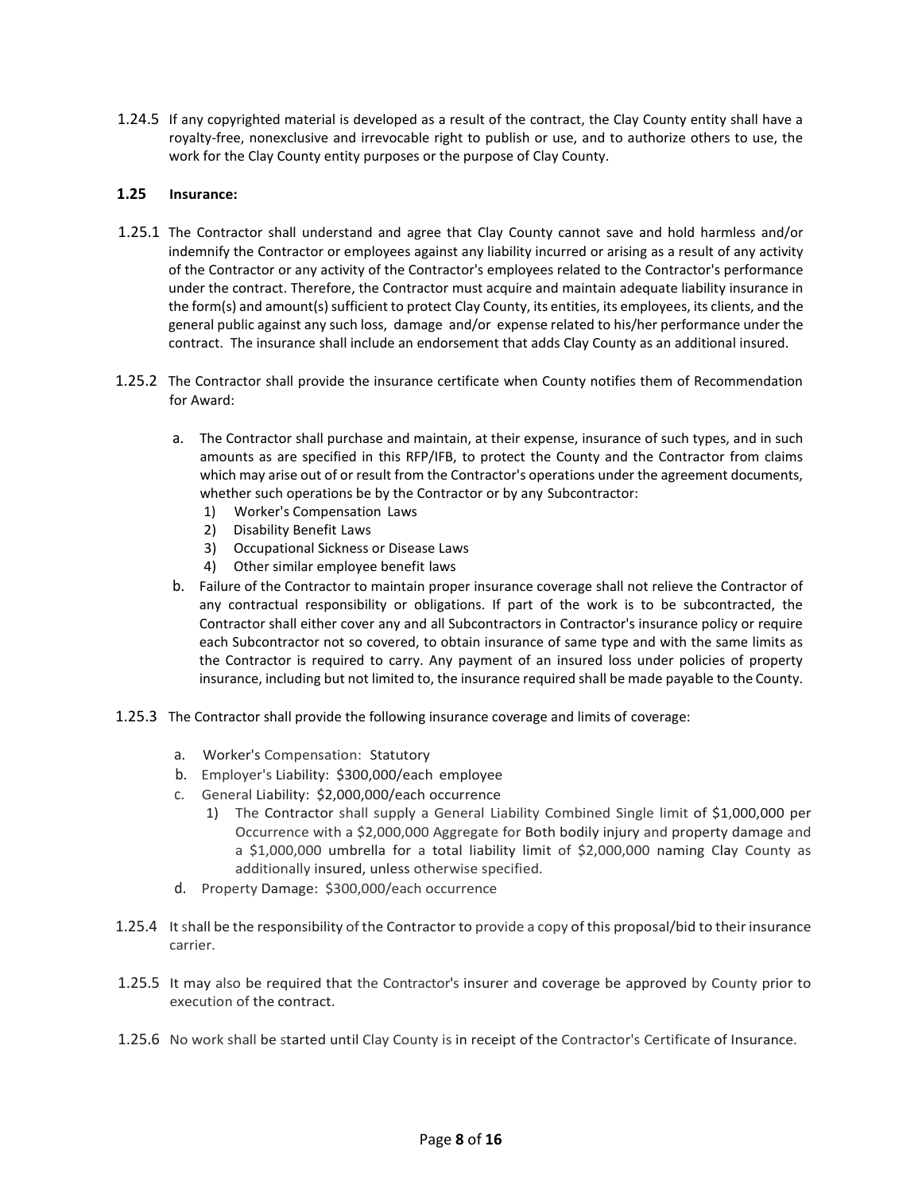1.24.5 If any copyrighted material is developed as a result of the contract, the Clay County entity shall have a royalty-free, nonexclusive and irrevocable right to publish or use, and to authorize others to use, the work for the Clay County entity purposes or the purpose of Clay County.

**1.25 Insurance:**

1.25.1 The Contractor shall understand and agree that Clay County cannot save and hold harmless and/or indemnify the Contractor or employees against any liability incurred or arising as a result of any activity of the Contractor or any activity of the Contractor's employees related to the Contractor's performance under the contract. Therefore, the Contractor must acquire and maintain adequate liability insurance in the form(s) and amount(s) sufficient to protect Clay County, its entities, its employees, its clients, and the general public against any such loss, damage and/or expense related to his/her performance under the contract. The insurance shall include an endorsement that adds Clay County as an additional insured.

1.25.2 The Contractor shall provide the insurance certificate when County notifies them of Recommendation for Award:

a. The Contractor shall purchase and maintain, at their expense, insurance of such types, and in such amounts as are specified in this RFP/IFB, to protect the County and the Contractor from claims which may arise out of or result from the Contractor's operations under the agreement documents, whether such operations be by the Contractor or by any Subcontractor:
   1) Worker's Compensation Laws
   2) Disability Benefit Laws
   3) Occupational Sickness or Disease Laws
   4) Other similar employee benefit laws

b. Failure of the Contractor to maintain proper insurance coverage shall not relieve the Contractor of any contractual responsibility or obligations. If part of the work is to be subcontracted, the Contractor shall either cover any and all Subcontractors in Contractor's insurance policy or require each Subcontractor not so covered, to obtain insurance of same type and with the same limits as the Contractor is required to carry. Any payment of an insured loss under policies of property insurance, including but not limited to, the insurance required shall be made payable to the County.

1.25.3 The Contractor shall provide the following insurance coverage and limits of coverage:

a. Worker's Compensation: Statutory

b. Employer's Liability: $300,000/each employee

c. General Liability: $2,000,000/each occurrence
   1) The Contractor shall supply a General Liability Combined Single limit of $1,000,000 per Occurrence with a $2,000,000 Aggregate for Both bodily injury and property damage and a $1,000,000 umbrella for a total liability limit of $2,000,000 naming Clay County as additionally insured, unless otherwise specified.

d. Property Damage: $300,000/each occurrence

1.25.4 It shall be the responsibility of the Contractor to provide a copy of this proposal/bid to their insurance carrier.

1.25.5 It may also be required that the Contractor's insurer and coverage be approved by County prior to execution of the contract.

1.25.6 No work shall be started until Clay County is in receipt of the Contractor's Certificate of Insurance.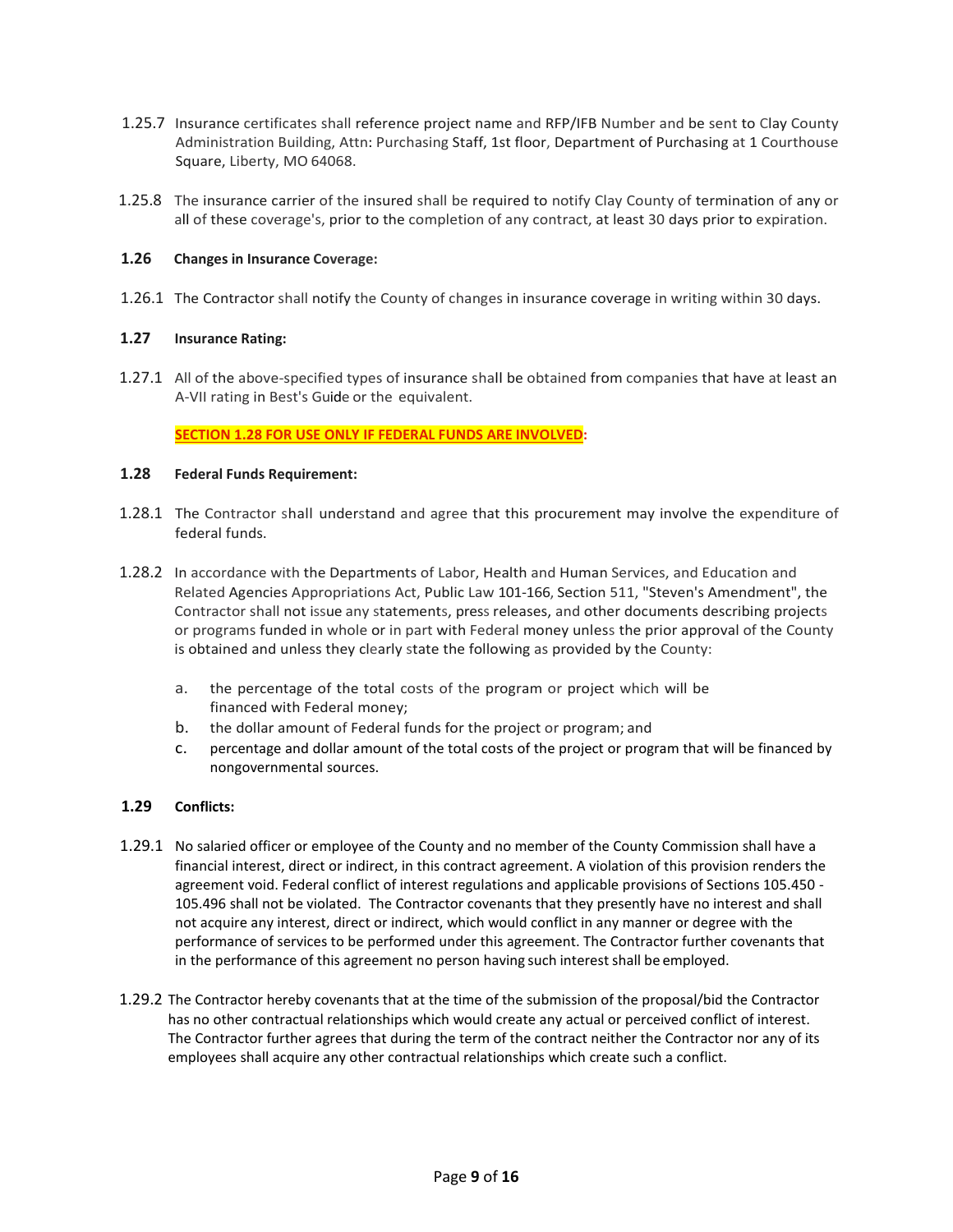1.25.7 Insurance certificates shall reference project name and RFP/IFB Number and be sent to Clay County Administration Building, Attn: Purchasing Staff, 1st floor, Department of Purchasing at 1 Courthouse Square, Liberty, MO 64068.

1.25.8 The insurance carrier of the insured shall be required to notify Clay County of termination of any or all of these coverage's, prior to the completion of any contract, at least 30 days prior to expiration.

**1.26 Changes in Insurance Coverage:**

1.26.1 The Contractor shall notify the County of changes in insurance coverage in writing within 30 days.

**1.27 Insurance Rating:**

1.27.1 All of the above-specified types of insurance shall be obtained from companies that have at least an A-VII rating in Best's Guide or the equivalent.

**SECTION 1.28 FOR USE ONLY IF FEDERAL FUNDS ARE INVOLVED:**

**1.28 Federal Funds Requirement:**

1.28.1 The Contractor shall understand and agree that this procurement may involve the expenditure of federal funds.

1.28.2 In accordance with the Departments of Labor, Health and Human Services, and Education and Related Agencies Appropriations Act, Public Law 101-166, Section 511, "Steven's Amendment", the Contractor shall not issue any statements, press releases, and other documents describing projects or programs funded in whole or in part with Federal money unless the prior approval of the County is obtained and unless they clearly state the following as provided by the County:

a. the percentage of the total costs of the program or project which will be financed with Federal money;
b. the dollar amount of Federal funds for the project or program; and
c. percentage and dollar amount of the total costs of the project or program that will be financed by nongovernmental sources.

**1.29 Conflicts:**

1.29.1 No salaried officer or employee of the County and no member of the County Commission shall have a financial interest, direct or indirect, in this contract agreement. A violation of this provision renders the agreement void. Federal conflict of interest regulations and applicable provisions of Sections 105.450 - 105.496 shall not be violated. The Contractor covenants that they presently have no interest and shall not acquire any interest, direct or indirect, which would conflict in any manner or degree with the performance of services to be performed under this agreement. The Contractor further covenants that in the performance of this agreement no person having such interest shall be employed.

1.29.2 The Contractor hereby covenants that at the time of the submission of the proposal/bid the Contractor has no other contractual relationships which would create any actual or perceived conflict of interest. The Contractor further agrees that during the term of the contract neither the Contractor nor any of its employees shall acquire any other contractual relationships which create such a conflict.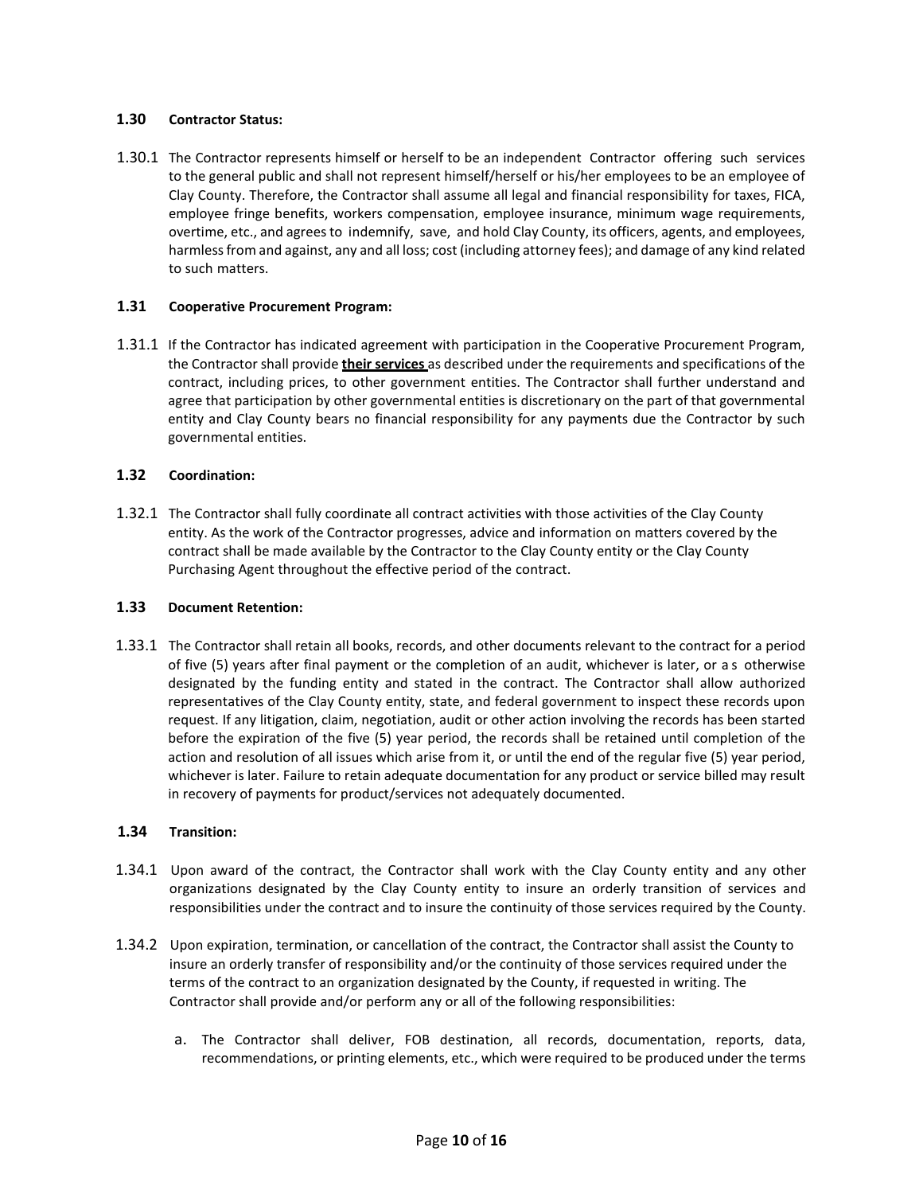### 1.30 Contractor Status:

1.30.1 The Contractor represents himself or herself to be an independent Contractor offering such services to the general public and shall not represent himself/herself or his/her employees to be an employee of Clay County. Therefore, the Contractor shall assume all legal and financial responsibility for taxes, FICA, employee fringe benefits, workers compensation, employee insurance, minimum wage requirements, overtime, etc., and agrees to indemnify, save, and hold Clay County, its officers, agents, and employees, harmless from and against, any and all loss; cost (including attorney fees); and damage of any kind related to such matters.

### 1.31 Cooperative Procurement Program:

1.31.1 If the Contractor has indicated agreement with participation in the Cooperative Procurement Program, the Contractor shall provide **<u>their services</u>** as described under the requirements and specifications of the contract, including prices, to other government entities. The Contractor shall further understand and agree that participation by other governmental entities is discretionary on the part of that governmental entity and Clay County bears no financial responsibility for any payments due the Contractor by such governmental entities.

### 1.32 Coordination:

1.32.1 The Contractor shall fully coordinate all contract activities with those activities of the Clay County entity. As the work of the Contractor progresses, advice and information on matters covered by the contract shall be made available by the Contractor to the Clay County entity or the Clay County Purchasing Agent throughout the effective period of the contract.

### 1.33 Document Retention:

1.33.1 The Contractor shall retain all books, records, and other documents relevant to the contract for a period of five (5) years after final payment or the completion of an audit, whichever is later, or as otherwise designated by the funding entity and stated in the contract. The Contractor shall allow authorized representatives of the Clay County entity, state, and federal government to inspect these records upon request. If any litigation, claim, negotiation, audit or other action involving the records has been started before the expiration of the five (5) year period, the records shall be retained until completion of the action and resolution of all issues which arise from it, or until the end of the regular five (5) year period, whichever is later. Failure to retain adequate documentation for any product or service billed may result in recovery of payments for product/services not adequately documented.

### 1.34 Transition:

1.34.1 Upon award of the contract, the Contractor shall work with the Clay County entity and any other organizations designated by the Clay County entity to insure an orderly transition of services and responsibilities under the contract and to insure the continuity of those services required by the County.

1.34.2 Upon expiration, termination, or cancellation of the contract, the Contractor shall assist the County to insure an orderly transfer of responsibility and/or the continuity of those services required under the terms of the contract to an organization designated by the County, if requested in writing. The Contractor shall provide and/or perform any or all of the following responsibilities:

a. The Contractor shall deliver, FOB destination, all records, documentation, reports, data, recommendations, or printing elements, etc., which were required to be produced under the terms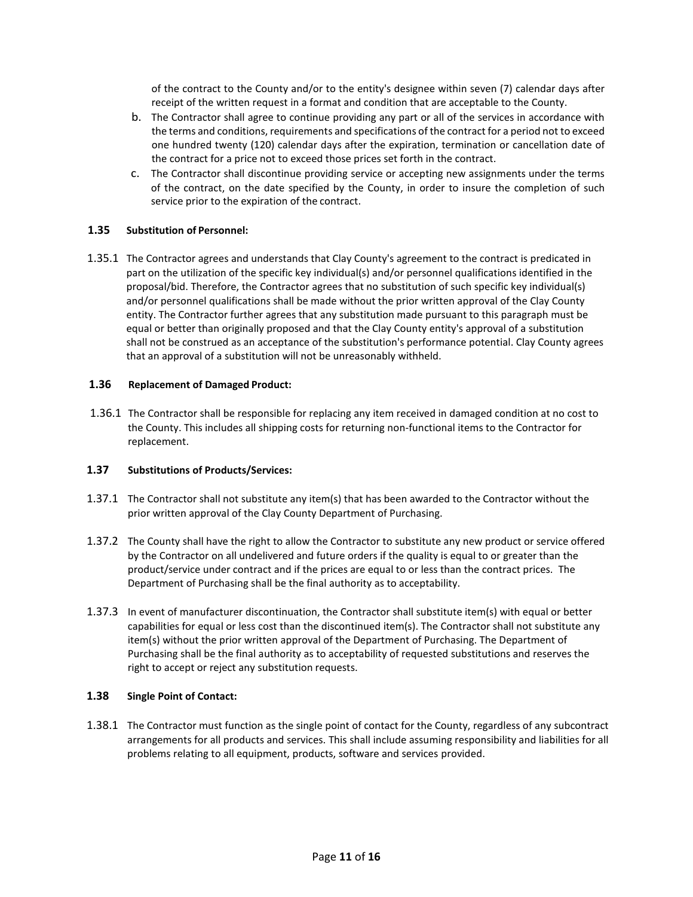of the contract to the County and/or to the entity's designee within seven (7) calendar days after receipt of the written request in a format and condition that are acceptable to the County.

b. The Contractor shall agree to continue providing any part or all of the services in accordance with the terms and conditions, requirements and specifications of the contract for a period not to exceed one hundred twenty (120) calendar days after the expiration, termination or cancellation date of the contract for a price not to exceed those prices set forth in the contract.

c. The Contractor shall discontinue providing service or accepting new assignments under the terms of the contract, on the date specified by the County, in order to insure the completion of such service prior to the expiration of the contract.

### 1.35 Substitution of Personnel:

1.35.1 The Contractor agrees and understands that Clay County's agreement to the contract is predicated in part on the utilization of the specific key individual(s) and/or personnel qualifications identified in the proposal/bid. Therefore, the Contractor agrees that no substitution of such specific key individual(s) and/or personnel qualifications shall be made without the prior written approval of the Clay County entity. The Contractor further agrees that any substitution made pursuant to this paragraph must be equal or better than originally proposed and that the Clay County entity's approval of a substitution shall not be construed as an acceptance of the substitution's performance potential. Clay County agrees that an approval of a substitution will not be unreasonably withheld.

### 1.36 Replacement of Damaged Product:

1.36.1 The Contractor shall be responsible for replacing any item received in damaged condition at no cost to the County. This includes all shipping costs for returning non-functional items to the Contractor for replacement.

### 1.37 Substitutions of Products/Services:

1.37.1 The Contractor shall not substitute any item(s) that has been awarded to the Contractor without the prior written approval of the Clay County Department of Purchasing.

1.37.2 The County shall have the right to allow the Contractor to substitute any new product or service offered by the Contractor on all undelivered and future orders if the quality is equal to or greater than the product/service under contract and if the prices are equal to or less than the contract prices. The Department of Purchasing shall be the final authority as to acceptability.

1.37.3 In event of manufacturer discontinuation, the Contractor shall substitute item(s) with equal or better capabilities for equal or less cost than the discontinued item(s). The Contractor shall not substitute any item(s) without the prior written approval of the Department of Purchasing. The Department of Purchasing shall be the final authority as to acceptability of requested substitutions and reserves the right to accept or reject any substitution requests.

### 1.38 Single Point of Contact:

1.38.1 The Contractor must function as the single point of contact for the County, regardless of any subcontract arrangements for all products and services. This shall include assuming responsibility and liabilities for all problems relating to all equipment, products, software and services provided.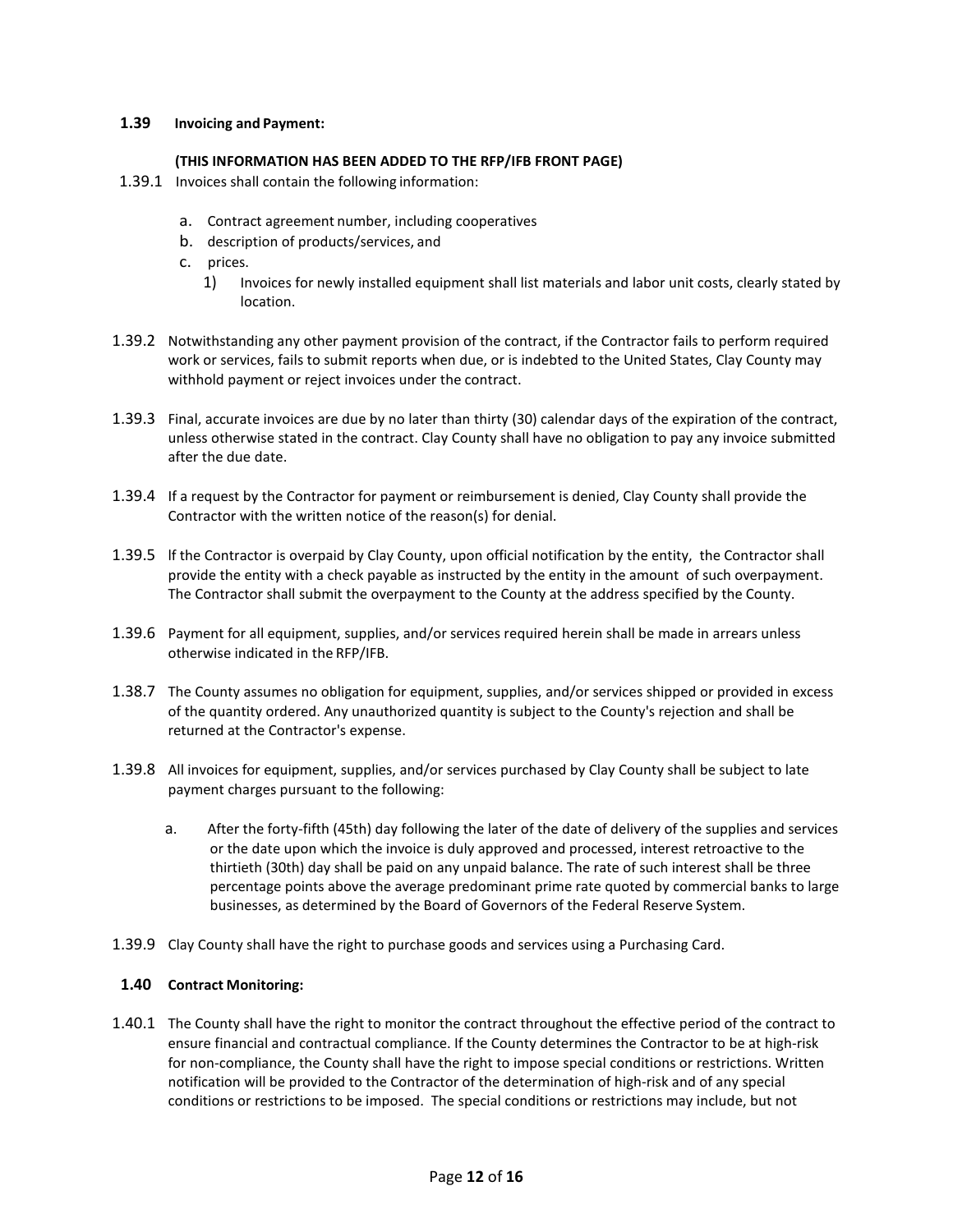### 1.39 Invoicing and Payment:

**(THIS INFORMATION HAS BEEN ADDED TO THE RFP/IFB FRONT PAGE)**

1.39.1 Invoices shall contain the following information:

a. Contract agreement number, including cooperatives
b. description of products/services, and
c. prices.
   1) Invoices for newly installed equipment shall list materials and labor unit costs, clearly stated by location.

1.39.2 Notwithstanding any other payment provision of the contract, if the Contractor fails to perform required work or services, fails to submit reports when due, or is indebted to the United States, Clay County may withhold payment or reject invoices under the contract.

1.39.3 Final, accurate invoices are due by no later than thirty (30) calendar days of the expiration of the contract, unless otherwise stated in the contract. Clay County shall have no obligation to pay any invoice submitted after the due date.

1.39.4 If a request by the Contractor for payment or reimbursement is denied, Clay County shall provide the Contractor with the written notice of the reason(s) for denial.

1.39.5 lf the Contractor is overpaid by Clay County, upon official notification by the entity, the Contractor shall provide the entity with a check payable as instructed by the entity in the amount of such overpayment. The Contractor shall submit the overpayment to the County at the address specified by the County.

1.39.6 Payment for all equipment, supplies, and/or services required herein shall be made in arrears unless otherwise indicated in the RFP/IFB.

1.38.7 The County assumes no obligation for equipment, supplies, and/or services shipped or provided in excess of the quantity ordered. Any unauthorized quantity is subject to the County's rejection and shall be returned at the Contractor's expense.

1.39.8 All invoices for equipment, supplies, and/or services purchased by Clay County shall be subject to late payment charges pursuant to the following:

a. After the forty-fifth (45th) day following the later of the date of delivery of the supplies and services or the date upon which the invoice is duly approved and processed, interest retroactive to the thirtieth (30th) day shall be paid on any unpaid balance. The rate of such interest shall be three percentage points above the average predominant prime rate quoted by commercial banks to large businesses, as determined by the Board of Governors of the Federal Reserve System.

1.39.9 Clay County shall have the right to purchase goods and services using a Purchasing Card.

### 1.40 Contract Monitoring:

1.40.1 The County shall have the right to monitor the contract throughout the effective period of the contract to ensure financial and contractual compliance. If the County determines the Contractor to be at high-risk for non-compliance, the County shall have the right to impose special conditions or restrictions. Written notification will be provided to the Contractor of the determination of high-risk and of any special conditions or restrictions to be imposed. The special conditions or restrictions may include, but not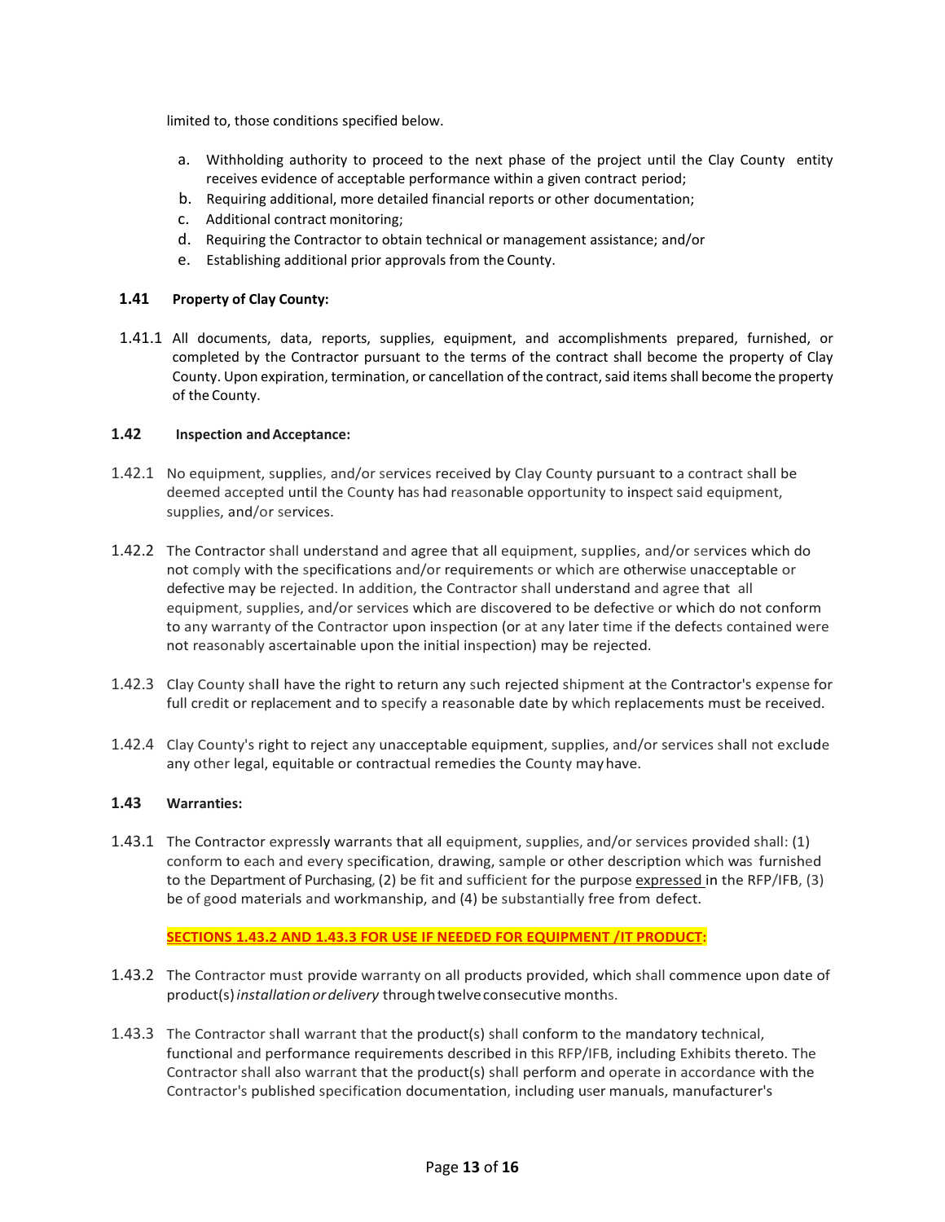limited to, those conditions specified below.

a. Withholding authority to proceed to the next phase of the project until the Clay County entity receives evidence of acceptable performance within a given contract period;
b. Requiring additional, more detailed financial reports or other documentation;
c. Additional contract monitoring;
d. Requiring the Contractor to obtain technical or management assistance; and/or
e. Establishing additional prior approvals from the County.

### 1.41 Property of Clay County:

1.41.1 All documents, data, reports, supplies, equipment, and accomplishments prepared, furnished, or completed by the Contractor pursuant to the terms of the contract shall become the property of Clay County. Upon expiration, termination, or cancellation of the contract, said items shall become the property of the County.

### 1.42 Inspection and Acceptance:

1.42.1 No equipment, supplies, and/or services received by Clay County pursuant to a contract shall be deemed accepted until the County has had reasonable opportunity to inspect said equipment, supplies, and/or services.

1.42.2 The Contractor shall understand and agree that all equipment, supplies, and/or services which do not comply with the specifications and/or requirements or which are otherwise unacceptable or defective may be rejected. In addition, the Contractor shall understand and agree that all equipment, supplies, and/or services which are discovered to be defective or which do not conform to any warranty of the Contractor upon inspection (or at any later time if the defects contained were not reasonably ascertainable upon the initial inspection) may be rejected.

1.42.3 Clay County shall have the right to return any such rejected shipment at the Contractor's expense for full credit or replacement and to specify a reasonable date by which replacements must be received.

1.42.4 Clay County's right to reject any unacceptable equipment, supplies, and/or services shall not exclude any other legal, equitable or contractual remedies the County may have.

### 1.43 Warranties:

1.43.1 The Contractor expressly warrants that all equipment, supplies, and/or services provided shall: (1) conform to each and every specification, drawing, sample or other description which was furnished to the Department of Purchasing, (2) be fit and sufficient for the purpose expressed in the RFP/IFB, (3) be of good materials and workmanship, and (4) be substantially free from defect.

**SECTIONS 1.43.2 AND 1.43.3 FOR USE IF NEEDED FOR EQUIPMENT /IT PRODUCT:**

1.43.2 The Contractor must provide warranty on all products provided, which shall commence upon date of product(s) *installation or delivery* through twelve consecutive months.

1.43.3 The Contractor shall warrant that the product(s) shall conform to the mandatory technical, functional and performance requirements described in this RFP/IFB, including Exhibits thereto. The Contractor shall also warrant that the product(s) shall perform and operate in accordance with the Contractor's published specification documentation, including user manuals, manufacturer's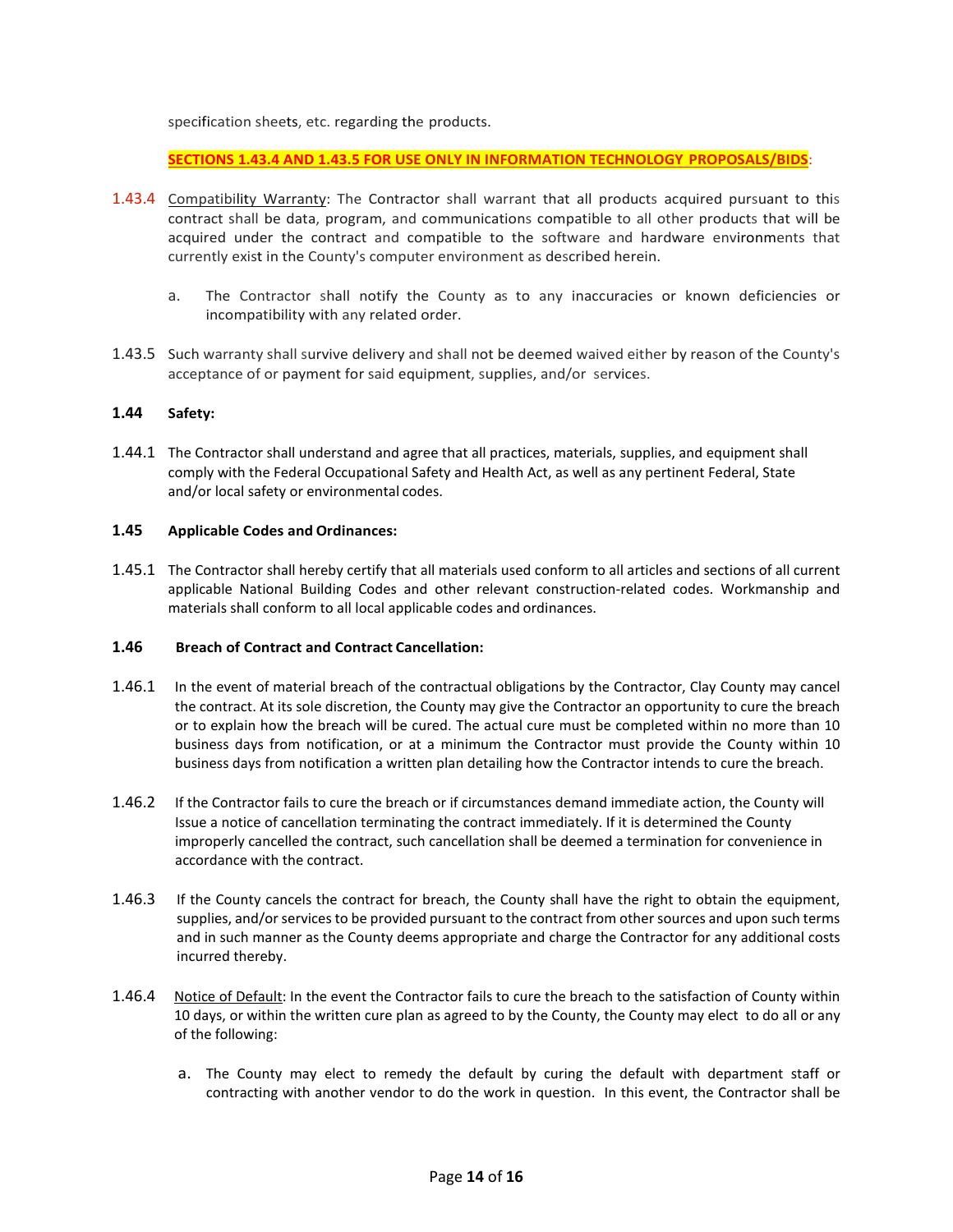specification sheets, etc. regarding the products.

**SECTIONS 1.43.4 AND 1.43.5 FOR USE ONLY IN INFORMATION TECHNOLOGY PROPOSALS/BIDS**:

1.43.4 Compatibility Warranty: The Contractor shall warrant that all products acquired pursuant to this contract shall be data, program, and communications compatible to all other products that will be acquired under the contract and compatible to the software and hardware environments that currently exist in the County's computer environment as described herein.

a. The Contractor shall notify the County as to any inaccuracies or known deficiencies or incompatibility with any related order.

1.43.5 Such warranty shall survive delivery and shall not be deemed waived either by reason of the County's acceptance of or payment for said equipment, supplies, and/or services.

**1.44 Safety:**

1.44.1 The Contractor shall understand and agree that all practices, materials, supplies, and equipment shall comply with the Federal Occupational Safety and Health Act, as well as any pertinent Federal, State and/or local safety or environmental codes.

**1.45 Applicable Codes and Ordinances:**

1.45.1 The Contractor shall hereby certify that all materials used conform to all articles and sections of all current applicable National Building Codes and other relevant construction-related codes. Workmanship and materials shall conform to all local applicable codes and ordinances.

**1.46 Breach of Contract and Contract Cancellation:**

1.46.1 In the event of material breach of the contractual obligations by the Contractor, Clay County may cancel the contract. At its sole discretion, the County may give the Contractor an opportunity to cure the breach or to explain how the breach will be cured. The actual cure must be completed within no more than 10 business days from notification, or at a minimum the Contractor must provide the County within 10 business days from notification a written plan detailing how the Contractor intends to cure the breach.

1.46.2 If the Contractor fails to cure the breach or if circumstances demand immediate action, the County will Issue a notice of cancellation terminating the contract immediately. If it is determined the County improperly cancelled the contract, such cancellation shall be deemed a termination for convenience in accordance with the contract.

1.46.3 If the County cancels the contract for breach, the County shall have the right to obtain the equipment, supplies, and/or services to be provided pursuant to the contract from other sources and upon such terms and in such manner as the County deems appropriate and charge the Contractor for any additional costs incurred thereby.

1.46.4 Notice of Default: In the event the Contractor fails to cure the breach to the satisfaction of County within 10 days, or within the written cure plan as agreed to by the County, the County may elect to do all or any of the following:

a. The County may elect to remedy the default by curing the default with department staff or contracting with another vendor to do the work in question. In this event, the Contractor shall be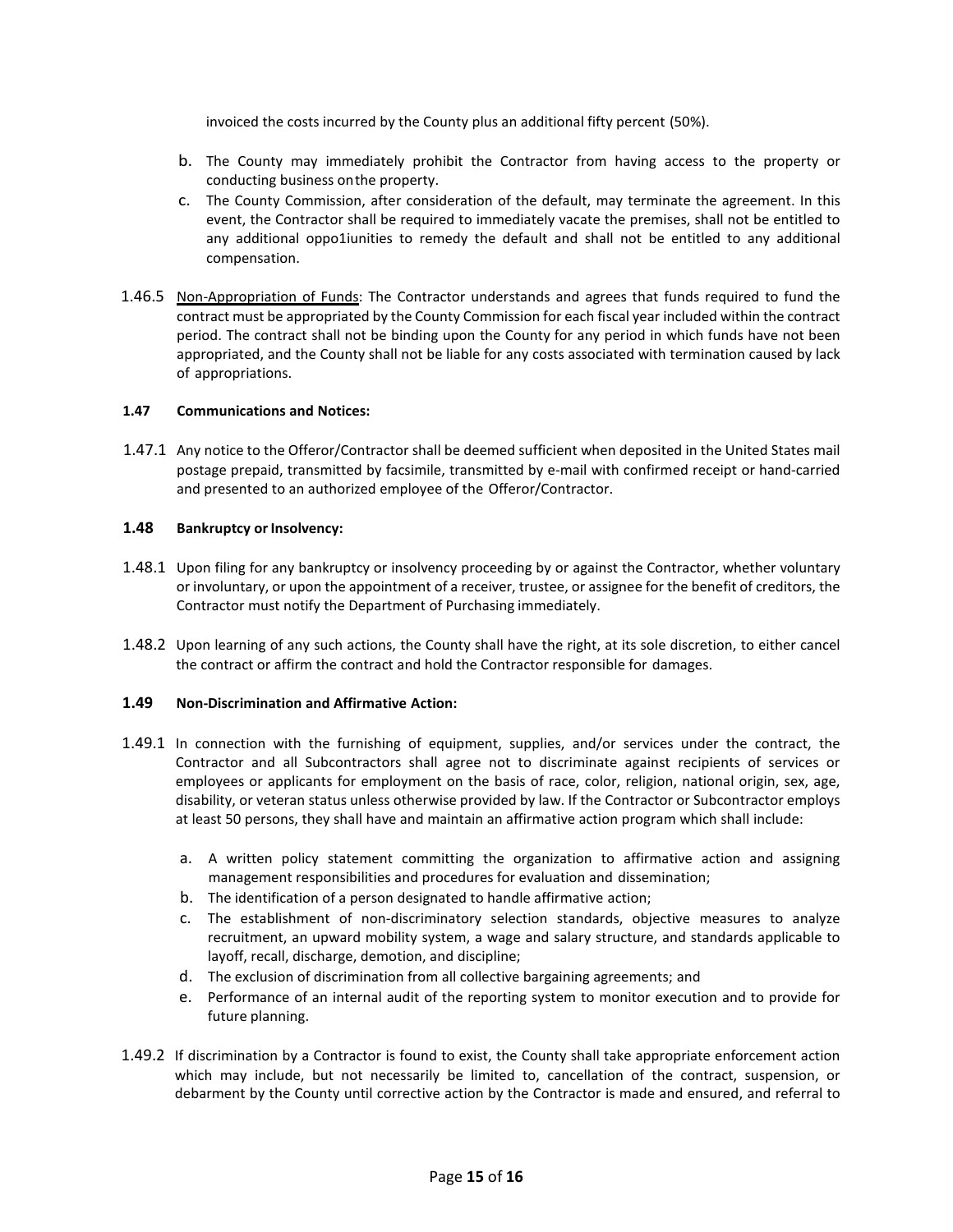invoiced the costs incurred by the County plus an additional fifty percent (50%).

b. The County may immediately prohibit the Contractor from having access to the property or conducting business onthe property.

c. The County Commission, after consideration of the default, may terminate the agreement. In this event, the Contractor shall be required to immediately vacate the premises, shall not be entitled to any additional oppo1iunities to remedy the default and shall not be entitled to any additional compensation.

1.46.5 Non-Appropriation of Funds: The Contractor understands and agrees that funds required to fund the contract must be appropriated by the County Commission for each fiscal year included within the contract period. The contract shall not be binding upon the County for any period in which funds have not been appropriated, and the County shall not be liable for any costs associated with termination caused by lack of appropriations.

**1.47 Communications and Notices:**

1.47.1 Any notice to the Offeror/Contractor shall be deemed sufficient when deposited in the United States mail postage prepaid, transmitted by facsimile, transmitted by e-mail with confirmed receipt or hand-carried and presented to an authorized employee of the Offeror/Contractor.

**1.48 Bankruptcy or Insolvency:**

1.48.1 Upon filing for any bankruptcy or insolvency proceeding by or against the Contractor, whether voluntary or involuntary, or upon the appointment of a receiver, trustee, or assignee for the benefit of creditors, the Contractor must notify the Department of Purchasing immediately.

1.48.2 Upon learning of any such actions, the County shall have the right, at its sole discretion, to either cancel the contract or affirm the contract and hold the Contractor responsible for damages.

**1.49 Non-Discrimination and Affirmative Action:**

1.49.1 In connection with the furnishing of equipment, supplies, and/or services under the contract, the Contractor and all Subcontractors shall agree not to discriminate against recipients of services or employees or applicants for employment on the basis of race, color, religion, national origin, sex, age, disability, or veteran status unless otherwise provided by law. If the Contractor or Subcontractor employs at least 50 persons, they shall have and maintain an affirmative action program which shall include:

a. A written policy statement committing the organization to affirmative action and assigning management responsibilities and procedures for evaluation and dissemination;

b. The identification of a person designated to handle affirmative action;

c. The establishment of non-discriminatory selection standards, objective measures to analyze recruitment, an upward mobility system, a wage and salary structure, and standards applicable to layoff, recall, discharge, demotion, and discipline;

d. The exclusion of discrimination from all collective bargaining agreements; and

e. Performance of an internal audit of the reporting system to monitor execution and to provide for future planning.

1.49.2 If discrimination by a Contractor is found to exist, the County shall take appropriate enforcement action which may include, but not necessarily be limited to, cancellation of the contract, suspension, or debarment by the County until corrective action by the Contractor is made and ensured, and referral to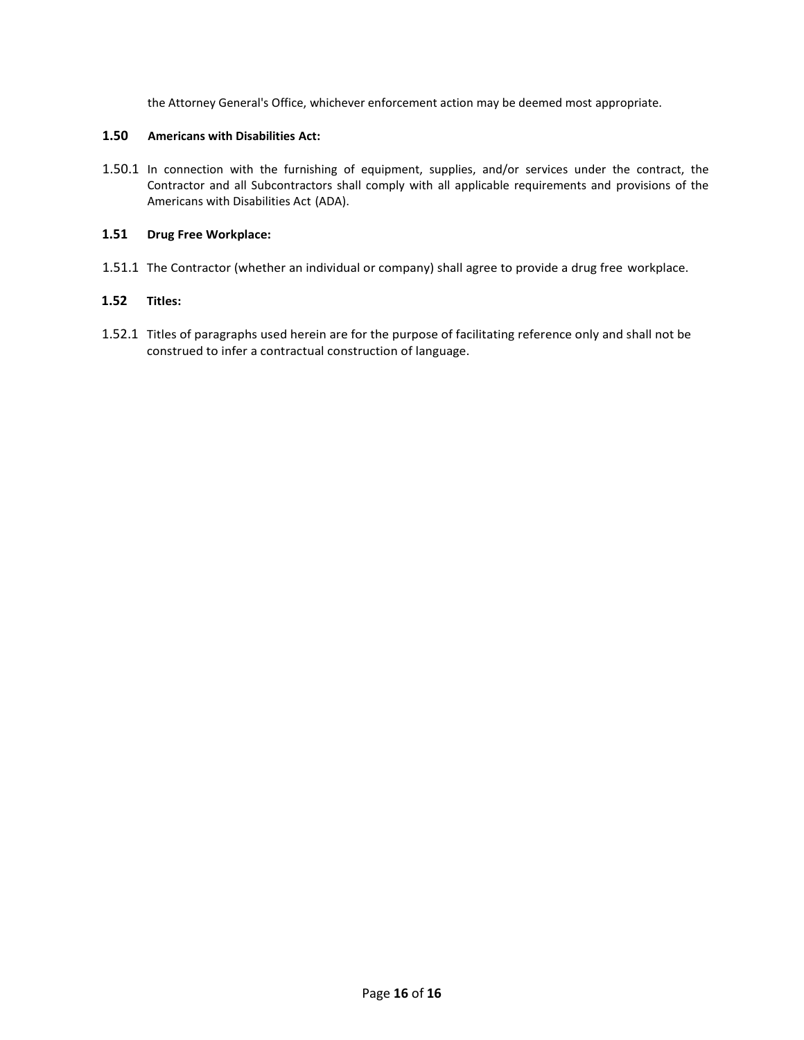the Attorney General's Office, whichever enforcement action may be deemed most appropriate.

### 1.50 Americans with Disabilities Act:

1.50.1 In connection with the furnishing of equipment, supplies, and/or services under the contract, the Contractor and all Subcontractors shall comply with all applicable requirements and provisions of the Americans with Disabilities Act (ADA).

### 1.51 Drug Free Workplace:

1.51.1 The Contractor (whether an individual or company) shall agree to provide a drug free workplace.

### 1.52 Titles:

1.52.1 Titles of paragraphs used herein are for the purpose of facilitating reference only and shall not be construed to infer a contractual construction of language.